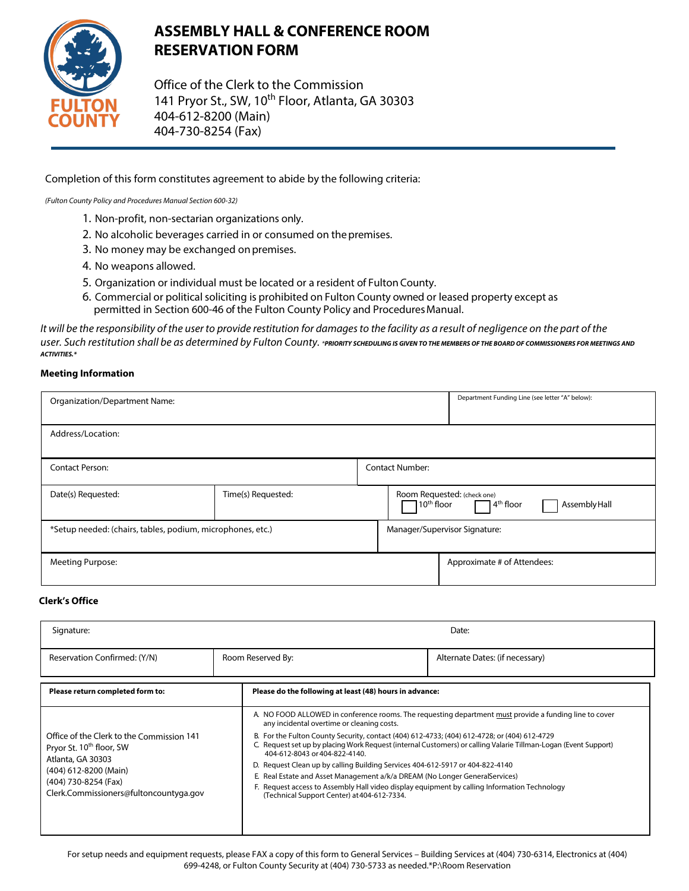# ASSEMBLY HALL & CONFERENCE ROOM RESERVATION FORM

FULTON COUNTY

Office of the Clerk to the Commission
141 Pryor St., SW, 10th Floor, Atlanta, GA 30303
404-612-8200 (Main)
404-730-8254 (Fax)

Completion of this form constitutes agreement to abide by the following criteria:

*(Fulton County Policy and Procedures Manual Section 600-32)*

1. Non-profit, non-sectarian organizations only.
2. No alcoholic beverages carried in or consumed on the premises.
3. No money may be exchanged on premises.
4. No weapons allowed.
5. Organization or individual must be located or a resident of Fulton County.
6. Commercial or political soliciting is prohibited on Fulton County owned or leased property except as permitted in Section 600-46 of the Fulton County Policy and Procedures Manual.

*It will be the responsibility of the user to provide restitution for damages to the facility as a result of negligence on the part of the user. Such restitution shall be as determined by Fulton County.* ***\*PRIORITY SCHEDULING IS GIVEN TO THE MEMBERS OF THE BOARD OF COMMISSIONERS FOR MEETINGS AND ACTIVITIES.\****

### Meeting Information

| Organization/Department Name: | | Department Funding Line (see letter "A" below): |
|---|---|---|
| Address/Location: | | |
| Contact Person: | Contact Number: | |
| Date(s) Requested: | Time(s) Requested: | Room Requested: (check one) ☐ 10th floor ☐ 4th floor ☐ Assembly Hall |
| *Setup needed: (chairs, tables, podium, microphones, etc.) | Manager/Supervisor Signature: | |
| Meeting Purpose: | Approximate # of Attendees: | |

### Clerk's Office

| Signature: | | Date: |
|---|---|---|
| Reservation Confirmed: (Y/N) | Room Reserved By: | Alternate Dates: (if necessary) |

| Please return completed form to: | Please do the following at least (48) hours in advance: |
|---|---|
| Office of the Clerk to the Commission 141 Pryor St. 10th floor, SW<br>Atlanta, GA 30303<br>(404) 612-8200 (Main)<br>(404) 730-8254 (Fax)<br>Clerk.Commissioners@fultoncountyga.gov | A. NO FOOD ALLOWED in conference rooms. The requesting department must provide a funding line to cover any incidental overtime or cleaning costs.<br>B. For the Fulton County Security, contact (404) 612-4733; (404) 612-4728; or (404) 612-4729<br>C. Request set up by placing Work Request (internal Customers) or calling Valarie Tillman-Logan (Event Support) 404-612-8043 or 404-822-4140.<br>D. Request Clean up by calling Building Services 404-612-5917 or 404-822-4140<br>E. Real Estate and Asset Management a/k/a DREAM (No Longer GeneralServices)<br>F. Request access to Assembly Hall video display equipment by calling Information Technology (Technical Support Center) at 404-612-7334. |

For setup needs and equipment requests, please FAX a copy of this form to General Services – Building Services at (404) 730-6314, Electronics at (404) 699-4248, or Fulton County Security at (404) 730-5733 as needed.*P:\Room Reservation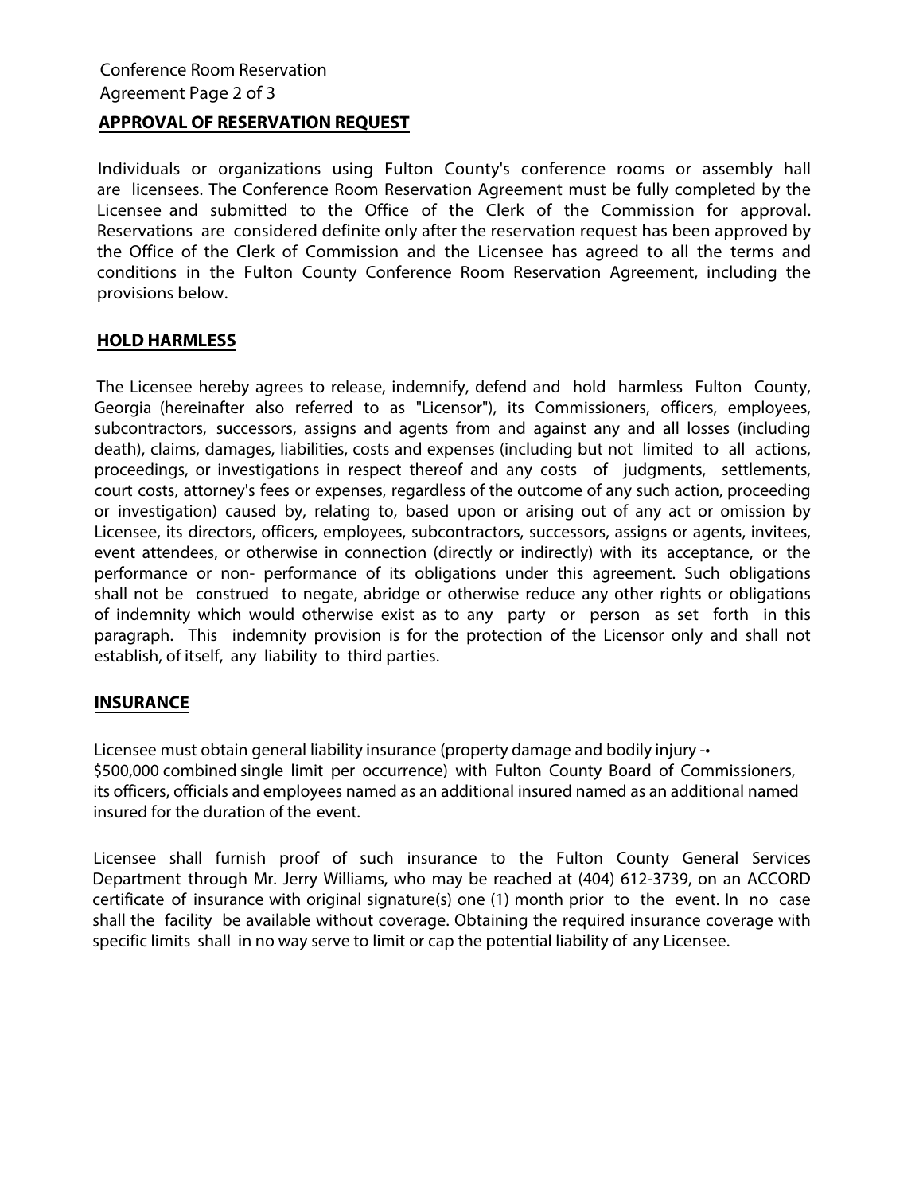## APPROVAL OF RESERVATION REQUEST

Individuals or organizations using Fulton County's conference rooms or assembly hall are licensees. The Conference Room Reservation Agreement must be fully completed by the Licensee and submitted to the Office of the Clerk of the Commission for approval. Reservations are considered definite only after the reservation request has been approved by the Office of the Clerk of Commission and the Licensee has agreed to all the terms and conditions in the Fulton County Conference Room Reservation Agreement, including the provisions below.

## HOLD HARMLESS

The Licensee hereby agrees to release, indemnify, defend and hold harmless Fulton County, Georgia (hereinafter also referred to as "Licensor"), its Commissioners, officers, employees, subcontractors, successors, assigns and agents from and against any and all losses (including death), claims, damages, liabilities, costs and expenses (including but not limited to all actions, proceedings, or investigations in respect thereof and any costs of judgments, settlements, court costs, attorney's fees or expenses, regardless of the outcome of any such action, proceeding or investigation) caused by, relating to, based upon or arising out of any act or omission by Licensee, its directors, officers, employees, subcontractors, successors, assigns or agents, invitees, event attendees, or otherwise in connection (directly or indirectly) with its acceptance, or the performance or non- performance of its obligations under this agreement. Such obligations shall not be construed to negate, abridge or otherwise reduce any other rights or obligations of indemnity which would otherwise exist as to any party or person as set forth in this paragraph. This indemnity provision is for the protection of the Licensor only and shall not establish, of itself, any liability to third parties.

## INSURANCE

Licensee must obtain general liability insurance (property damage and bodily injury --• $500,000 combined single limit per occurrence) with Fulton County Board of Commissioners, its officers, officials and employees named as an additional insured named as an additional named insured for the duration of the event.

Licensee shall furnish proof of such insurance to the Fulton County General Services Department through Mr. Jerry Williams, who may be reached at (404) 612-3739, on an ACCORD certificate of insurance with original signature(s) one (1) month prior to the event. In no case shall the facility be available without coverage. Obtaining the required insurance coverage with specific limits shall in no way serve to limit or cap the potential liability of any Licensee.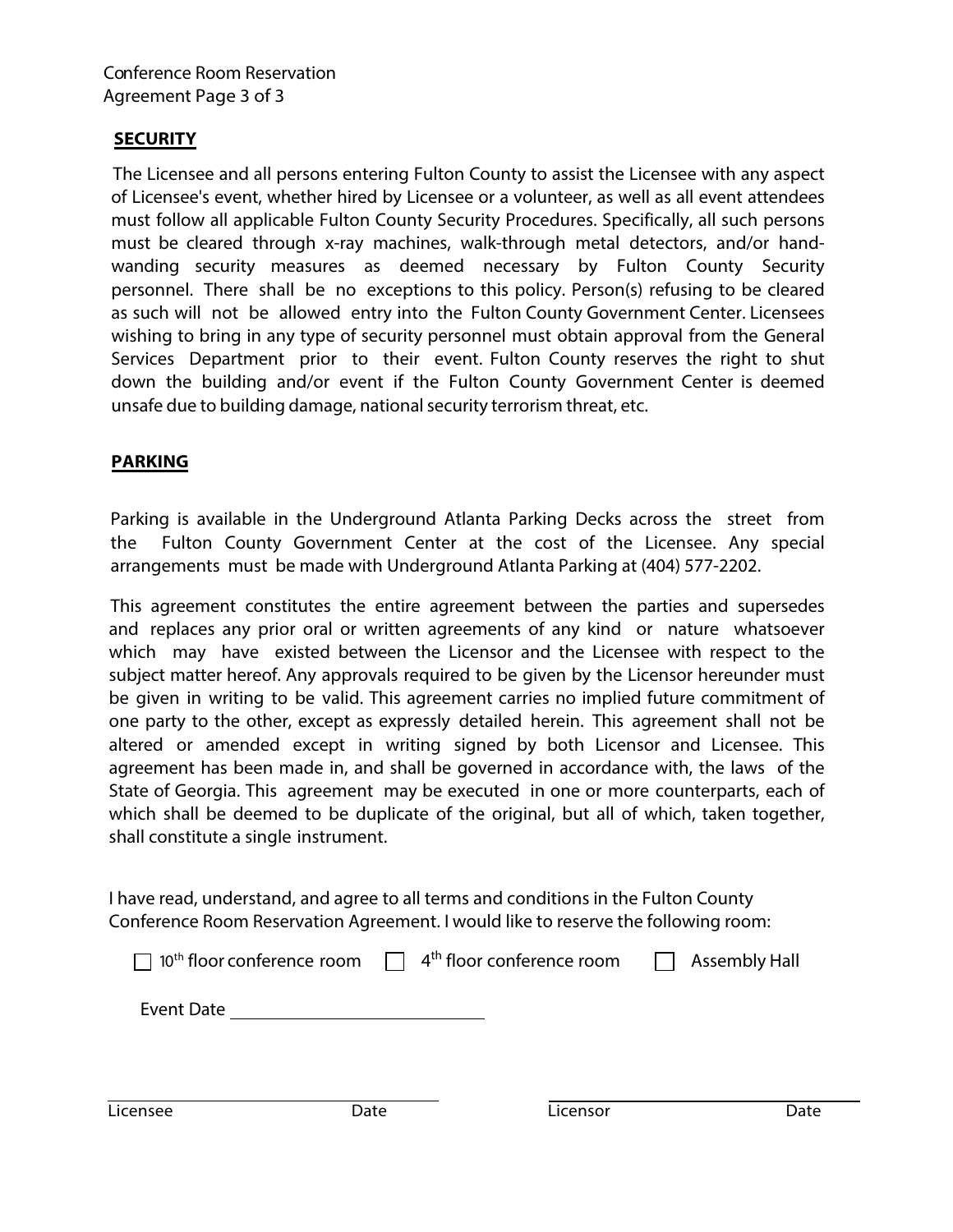**SECURITY**

The Licensee and all persons entering Fulton County to assist the Licensee with any aspect of Licensee's event, whether hired by Licensee or a volunteer, as well as all event attendees must follow all applicable Fulton County Security Procedures. Specifically, all such persons must be cleared through x-ray machines, walk-through metal detectors, and/or hand-wanding security measures as deemed necessary by Fulton County Security personnel. There shall be no exceptions to this policy. Person(s) refusing to be cleared as such will not be allowed entry into the Fulton County Government Center. Licensees wishing to bring in any type of security personnel must obtain approval from the General Services Department prior to their event. Fulton County reserves the right to shut down the building and/or event if the Fulton County Government Center is deemed unsafe due to building damage, national security terrorism threat, etc.

**PARKING**

Parking is available in the Underground Atlanta Parking Decks across the street from the Fulton County Government Center at the cost of the Licensee. Any special arrangements must be made with Underground Atlanta Parking at (404) 577-2202.

This agreement constitutes the entire agreement between the parties and supersedes and replaces any prior oral or written agreements of any kind or nature whatsoever which may have existed between the Licensor and the Licensee with respect to the subject matter hereof. Any approvals required to be given by the Licensor hereunder must be given in writing to be valid. This agreement carries no implied future commitment of one party to the other, except as expressly detailed herein. This agreement shall not be altered or amended except in writing signed by both Licensor and Licensee. This agreement has been made in, and shall be governed in accordance with, the laws of the State of Georgia. This agreement may be executed in one or more counterparts, each of which shall be deemed to be duplicate of the original, but all of which, taken together, shall constitute a single instrument.

I have read, understand, and agree to all terms and conditions in the Fulton County Conference Room Reservation Agreement. I would like to reserve the following room:

☐ 10th floor conference room ☐ 4th floor conference room ☐ Assembly Hall

Event Date ____________________

______________________________ ______________________________
Licensee Date Licensor Date